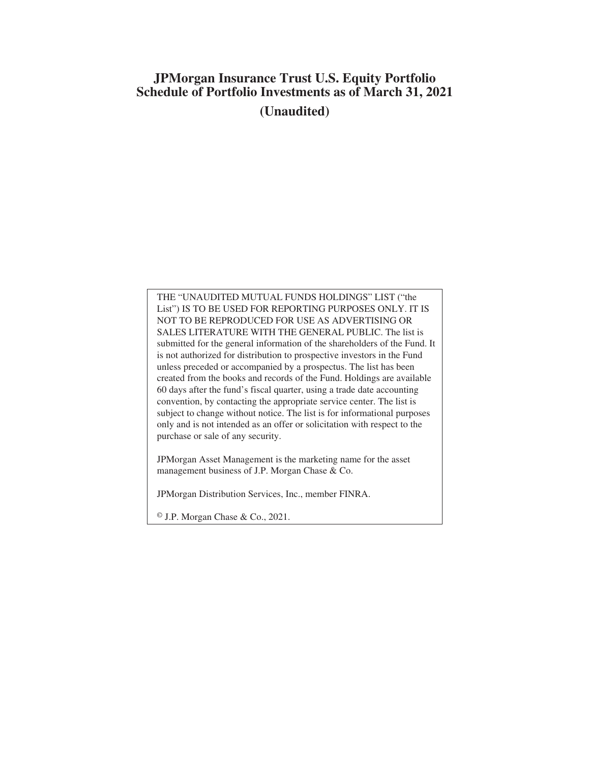# JPMorgan Insurance Trust U.S. Equity Portfolio
# Schedule of Portfolio Investments as of March 31, 2021
## (Unaudited)

THE "UNAUDITED MUTUAL FUNDS HOLDINGS" LIST ("the List") IS TO BE USED FOR REPORTING PURPOSES ONLY. IT IS NOT TO BE REPRODUCED FOR USE AS ADVERTISING OR SALES LITERATURE WITH THE GENERAL PUBLIC. The list is submitted for the general information of the shareholders of the Fund. It is not authorized for distribution to prospective investors in the Fund unless preceded or accompanied by a prospectus. The list has been created from the books and records of the Fund. Holdings are available 60 days after the fund's fiscal quarter, using a trade date accounting convention, by contacting the appropriate service center. The list is subject to change without notice. The list is for informational purposes only and is not intended as an offer or solicitation with respect to the purchase or sale of any security.

JPMorgan Asset Management is the marketing name for the asset management business of J.P. Morgan Chase & Co.

JPMorgan Distribution Services, Inc., member FINRA.

© J.P. Morgan Chase & Co., 2021.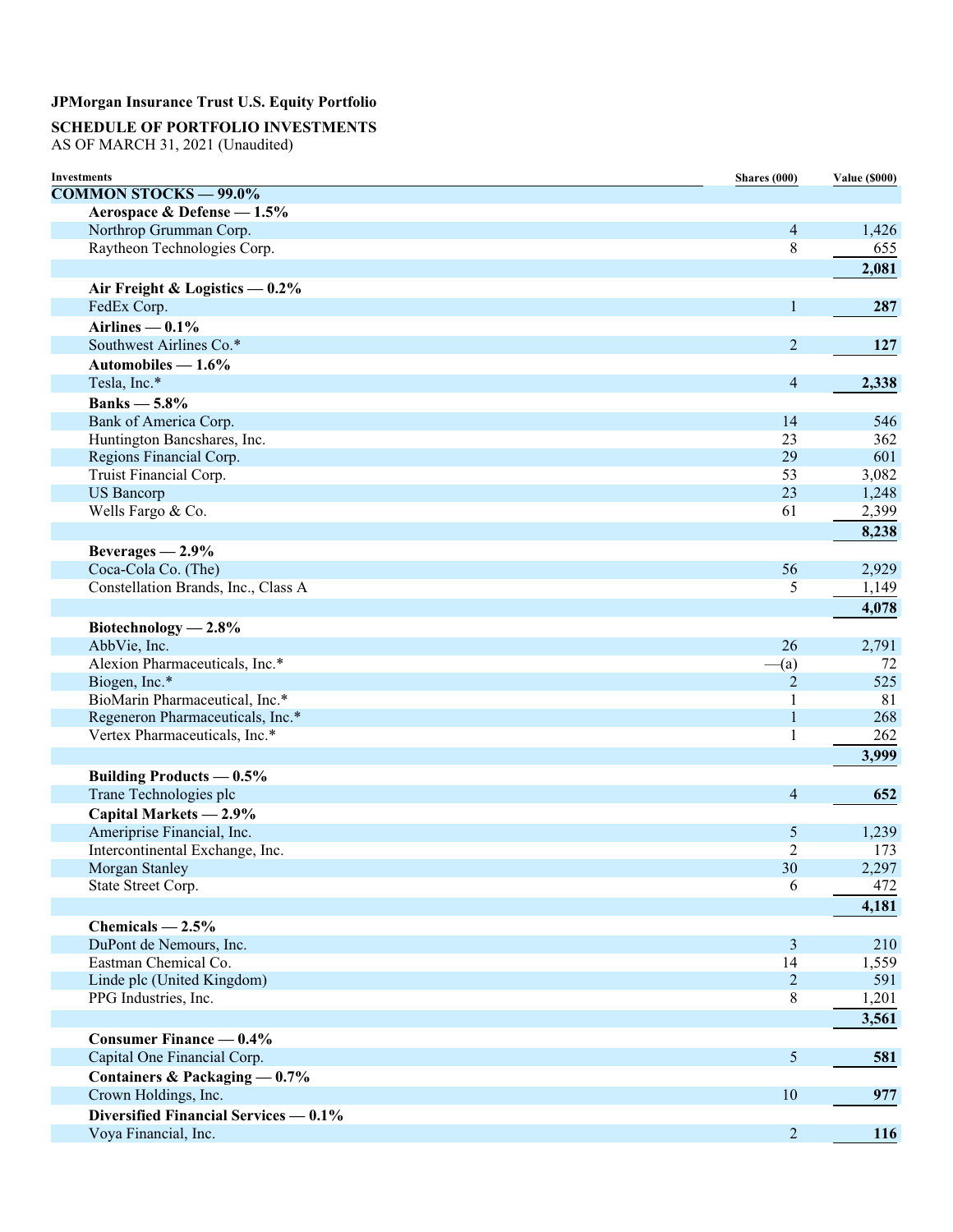**JPMorgan Insurance Trust U.S. Equity Portfolio**

**SCHEDULE OF PORTFOLIO INVESTMENTS**
AS OF MARCH 31, 2021 (Unaudited)

| Investments | Shares (000) | Value ($000) |
|---|---|---|
| **COMMON STOCKS — 99.0%** | | |
| **Aerospace & Defense — 1.5%** | | |
| Northrop Grumman Corp. | 4 | 1,426 |
| Raytheon Technologies Corp. | 8 | 655 |
| | | **2,081** |
| **Air Freight & Logistics — 0.2%** | | |
| FedEx Corp. | 1 | **287** |
| **Airlines — 0.1%** | | |
| Southwest Airlines Co.* | 2 | **127** |
| **Automobiles — 1.6%** | | |
| Tesla, Inc.* | 4 | **2,338** |
| **Banks — 5.8%** | | |
| Bank of America Corp. | 14 | 546 |
| Huntington Bancshares, Inc. | 23 | 362 |
| Regions Financial Corp. | 29 | 601 |
| Truist Financial Corp. | 53 | 3,082 |
| US Bancorp | 23 | 1,248 |
| Wells Fargo & Co. | 61 | 2,399 |
| | | **8,238** |
| **Beverages — 2.9%** | | |
| Coca-Cola Co. (The) | 56 | 2,929 |
| Constellation Brands, Inc., Class A | 5 | 1,149 |
| | | **4,078** |
| **Biotechnology — 2.8%** | | |
| AbbVie, Inc. | 26 | 2,791 |
| Alexion Pharmaceuticals, Inc.* | —(a) | 72 |
| Biogen, Inc.* | 2 | 525 |
| BioMarin Pharmaceutical, Inc.* | 1 | 81 |
| Regeneron Pharmaceuticals, Inc.* | 1 | 268 |
| Vertex Pharmaceuticals, Inc.* | 1 | 262 |
| | | **3,999** |
| **Building Products — 0.5%** | | |
| Trane Technologies plc | 4 | **652** |
| **Capital Markets — 2.9%** | | |
| Ameriprise Financial, Inc. | 5 | 1,239 |
| Intercontinental Exchange, Inc. | 2 | 173 |
| Morgan Stanley | 30 | 2,297 |
| State Street Corp. | 6 | 472 |
| | | **4,181** |
| **Chemicals — 2.5%** | | |
| DuPont de Nemours, Inc. | 3 | 210 |
| Eastman Chemical Co. | 14 | 1,559 |
| Linde plc (United Kingdom) | 2 | 591 |
| PPG Industries, Inc. | 8 | 1,201 |
| | | **3,561** |
| **Consumer Finance — 0.4%** | | |
| Capital One Financial Corp. | 5 | **581** |
| **Containers & Packaging — 0.7%** | | |
| Crown Holdings, Inc. | 10 | **977** |
| **Diversified Financial Services — 0.1%** | | |
| Voya Financial, Inc. | 2 | **116** |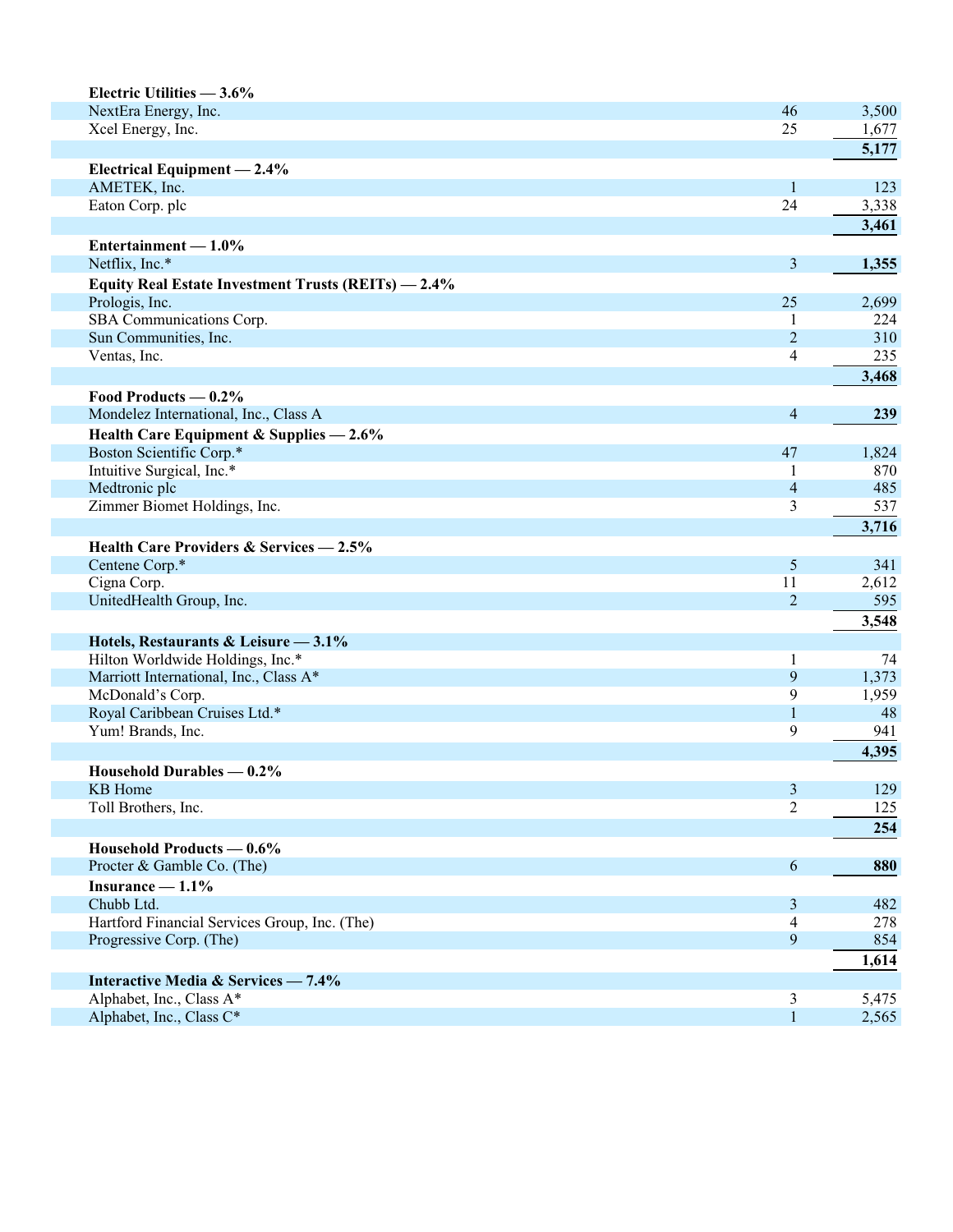| Security | Shares | Value |
|---|---|---|
| **Electric Utilities — 3.6%** | | |
| NextEra Energy, Inc. | 46 | 3,500 |
| Xcel Energy, Inc. | 25 | 1,677 |
| | | **5,177** |
| **Electrical Equipment — 2.4%** | | |
| AMETEK, Inc. | 1 | 123 |
| Eaton Corp. plc | 24 | 3,338 |
| | | **3,461** |
| **Entertainment — 1.0%** | | |
| Netflix, Inc.* | 3 | **1,355** |
| **Equity Real Estate Investment Trusts (REITs) — 2.4%** | | |
| Prologis, Inc. | 25 | 2,699 |
| SBA Communications Corp. | 1 | 224 |
| Sun Communities, Inc. | 2 | 310 |
| Ventas, Inc. | 4 | 235 |
| | | **3,468** |
| **Food Products — 0.2%** | | |
| Mondelez International, Inc., Class A | 4 | **239** |
| **Health Care Equipment & Supplies — 2.6%** | | |
| Boston Scientific Corp.* | 47 | 1,824 |
| Intuitive Surgical, Inc.* | 1 | 870 |
| Medtronic plc | 4 | 485 |
| Zimmer Biomet Holdings, Inc. | 3 | 537 |
| | | **3,716** |
| **Health Care Providers & Services — 2.5%** | | |
| Centene Corp.* | 5 | 341 |
| Cigna Corp. | 11 | 2,612 |
| UnitedHealth Group, Inc. | 2 | 595 |
| | | **3,548** |
| **Hotels, Restaurants & Leisure — 3.1%** | | |
| Hilton Worldwide Holdings, Inc.* | 1 | 74 |
| Marriott International, Inc., Class A* | 9 | 1,373 |
| McDonald's Corp. | 9 | 1,959 |
| Royal Caribbean Cruises Ltd.* | 1 | 48 |
| Yum! Brands, Inc. | 9 | 941 |
| | | **4,395** |
| **Household Durables — 0.2%** | | |
| KB Home | 3 | 129 |
| Toll Brothers, Inc. | 2 | 125 |
| | | **254** |
| **Household Products — 0.6%** | | |
| Procter & Gamble Co. (The) | 6 | **880** |
| **Insurance — 1.1%** | | |
| Chubb Ltd. | 3 | 482 |
| Hartford Financial Services Group, Inc. (The) | 4 | 278 |
| Progressive Corp. (The) | 9 | 854 |
| | | **1,614** |
| **Interactive Media & Services — 7.4%** | | |
| Alphabet, Inc., Class A* | 3 | 5,475 |
| Alphabet, Inc., Class C* | 1 | 2,565 |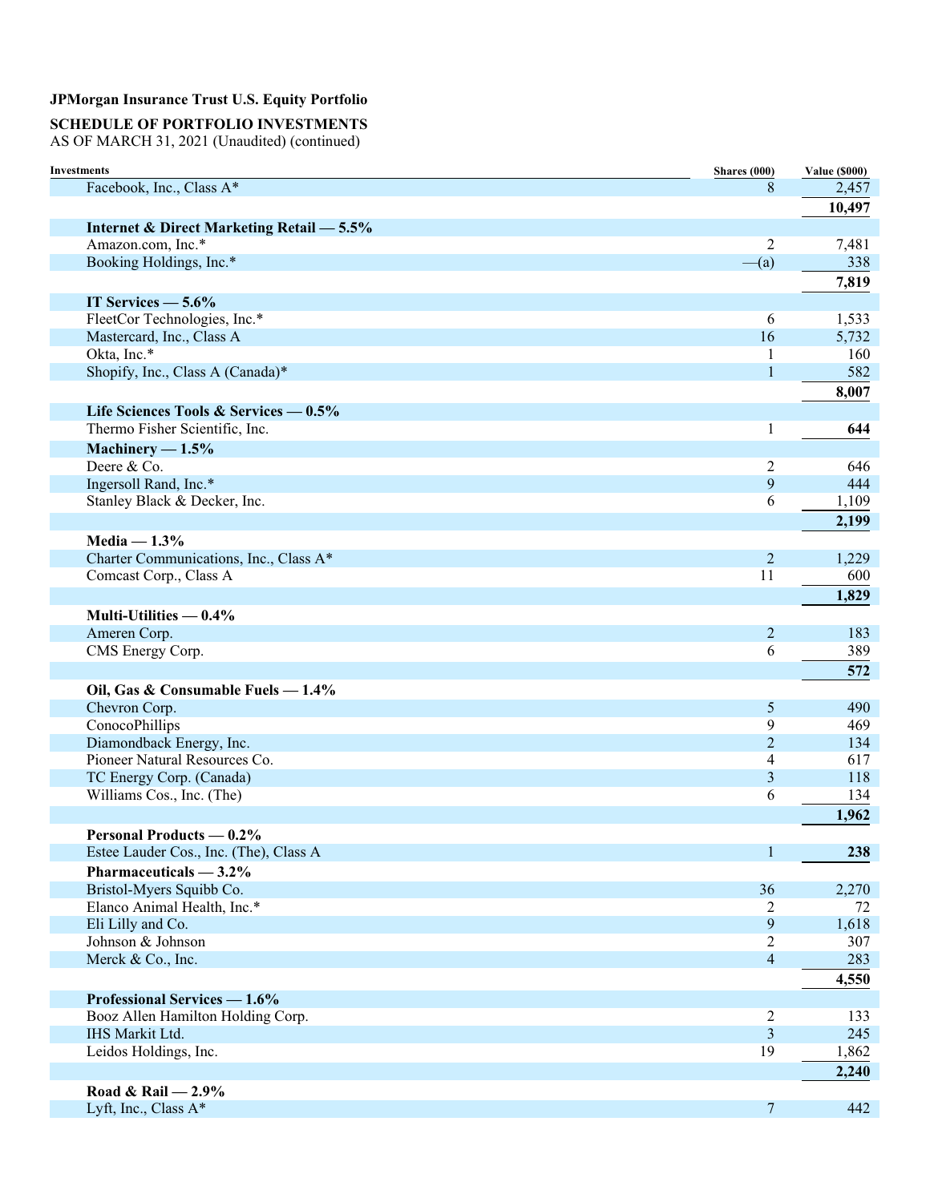**JPMorgan Insurance Trust U.S. Equity Portfolio**

**SCHEDULE OF PORTFOLIO INVESTMENTS**
AS OF MARCH 31, 2021 (Unaudited) (continued)

| Investments | Shares (000) | Value ($000) |
|---|---|---|
| Facebook, Inc., Class A* | 8 | 2,457 |
| | | **10,497** |
| **Internet & Direct Marketing Retail — 5.5%** | | |
| Amazon.com, Inc.* | 2 | 7,481 |
| Booking Holdings, Inc.* | —(a) | 338 |
| | | **7,819** |
| **IT Services — 5.6%** | | |
| FleetCor Technologies, Inc.* | 6 | 1,533 |
| Mastercard, Inc., Class A | 16 | 5,732 |
| Okta, Inc.* | 1 | 160 |
| Shopify, Inc., Class A (Canada)* | 1 | 582 |
| | | **8,007** |
| **Life Sciences Tools & Services — 0.5%** | | |
| Thermo Fisher Scientific, Inc. | 1 | **644** |
| **Machinery — 1.5%** | | |
| Deere & Co. | 2 | 646 |
| Ingersoll Rand, Inc.* | 9 | 444 |
| Stanley Black & Decker, Inc. | 6 | 1,109 |
| | | **2,199** |
| **Media — 1.3%** | | |
| Charter Communications, Inc., Class A* | 2 | 1,229 |
| Comcast Corp., Class A | 11 | 600 |
| | | **1,829** |
| **Multi-Utilities — 0.4%** | | |
| Ameren Corp. | 2 | 183 |
| CMS Energy Corp. | 6 | 389 |
| | | **572** |
| **Oil, Gas & Consumable Fuels — 1.4%** | | |
| Chevron Corp. | 5 | 490 |
| ConocoPhillips | 9 | 469 |
| Diamondback Energy, Inc. | 2 | 134 |
| Pioneer Natural Resources Co. | 4 | 617 |
| TC Energy Corp. (Canada) | 3 | 118 |
| Williams Cos., Inc. (The) | 6 | 134 |
| | | **1,962** |
| **Personal Products — 0.2%** | | |
| Estee Lauder Cos., Inc. (The), Class A | 1 | **238** |
| **Pharmaceuticals — 3.2%** | | |
| Bristol-Myers Squibb Co. | 36 | 2,270 |
| Elanco Animal Health, Inc.* | 2 | 72 |
| Eli Lilly and Co. | 9 | 1,618 |
| Johnson & Johnson | 2 | 307 |
| Merck & Co., Inc. | 4 | 283 |
| | | **4,550** |
| **Professional Services — 1.6%** | | |
| Booz Allen Hamilton Holding Corp. | 2 | 133 |
| IHS Markit Ltd. | 3 | 245 |
| Leidos Holdings, Inc. | 19 | 1,862 |
| | | **2,240** |
| **Road & Rail — 2.9%** | | |
| Lyft, Inc., Class A* | 7 | 442 |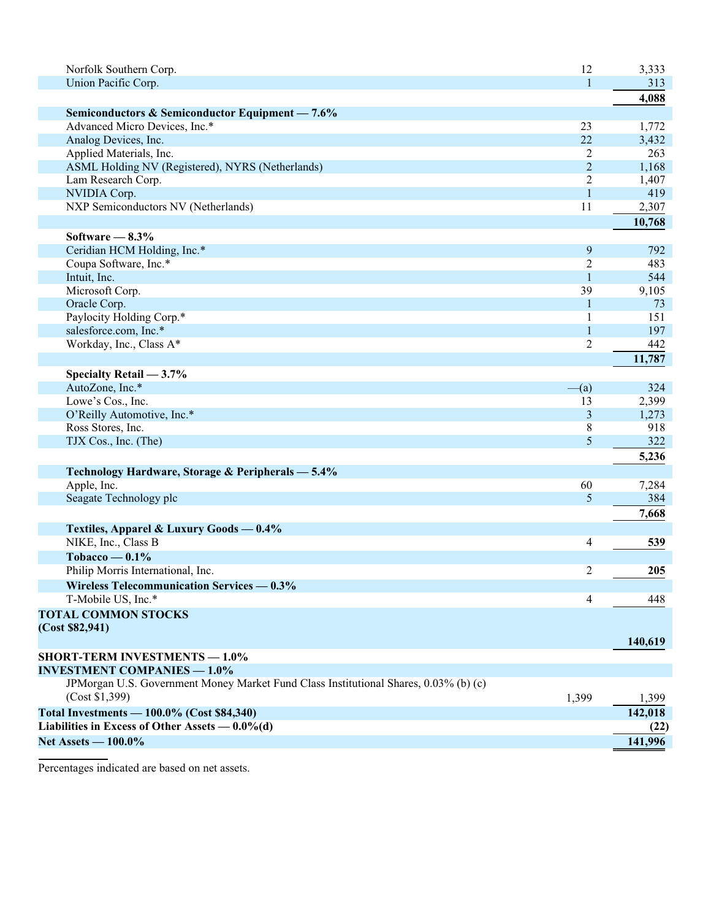| | | |
|---|---|---|
| Norfolk Southern Corp. | 12 | 3,333 |
| Union Pacific Corp. | 1 | 313 |
| | | **4,088** |
| **Semiconductors & Semiconductor Equipment — 7.6%** | | |
| Advanced Micro Devices, Inc.* | 23 | 1,772 |
| Analog Devices, Inc. | 22 | 3,432 |
| Applied Materials, Inc. | 2 | 263 |
| ASML Holding NV (Registered), NYRS (Netherlands) | 2 | 1,168 |
| Lam Research Corp. | 2 | 1,407 |
| NVIDIA Corp. | 1 | 419 |
| NXP Semiconductors NV (Netherlands) | 11 | 2,307 |
| | | **10,768** |
| **Software — 8.3%** | | |
| Ceridian HCM Holding, Inc.* | 9 | 792 |
| Coupa Software, Inc.* | 2 | 483 |
| Intuit, Inc. | 1 | 544 |
| Microsoft Corp. | 39 | 9,105 |
| Oracle Corp. | 1 | 73 |
| Paylocity Holding Corp.* | 1 | 151 |
| salesforce.com, Inc.* | 1 | 197 |
| Workday, Inc., Class A* | 2 | 442 |
| | | **11,787** |
| **Specialty Retail — 3.7%** | | |
| AutoZone, Inc.* | —(a) | 324 |
| Lowe's Cos., Inc. | 13 | 2,399 |
| O'Reilly Automotive, Inc.* | 3 | 1,273 |
| Ross Stores, Inc. | 8 | 918 |
| TJX Cos., Inc. (The) | 5 | 322 |
| | | **5,236** |
| **Technology Hardware, Storage & Peripherals — 5.4%** | | |
| Apple, Inc. | 60 | 7,284 |
| Seagate Technology plc | 5 | 384 |
| | | **7,668** |
| **Textiles, Apparel & Luxury Goods — 0.4%** | | |
| NIKE, Inc., Class B | 4 | **539** |
| **Tobacco — 0.1%** | | |
| Philip Morris International, Inc. | 2 | **205** |
| **Wireless Telecommunication Services — 0.3%** | | |
| T-Mobile US, Inc.* | 4 | 448 |
| **TOTAL COMMON STOCKS (Cost $82,941)** | | **140,619** |
| **SHORT-TERM INVESTMENTS — 1.0%** | | |
| **INVESTMENT COMPANIES — 1.0%** | | |
| JPMorgan U.S. Government Money Market Fund Class Institutional Shares, 0.03% (b) (c) (Cost $1,399) | 1,399 | 1,399 |
| **Total Investments — 100.0% (Cost $84,340)** | | **142,018** |
| **Liabilities in Excess of Other Assets — 0.0%(d)** | | **(22)** |
| **Net Assets — 100.0%** | | **141,996** |

Percentages indicated are based on net assets.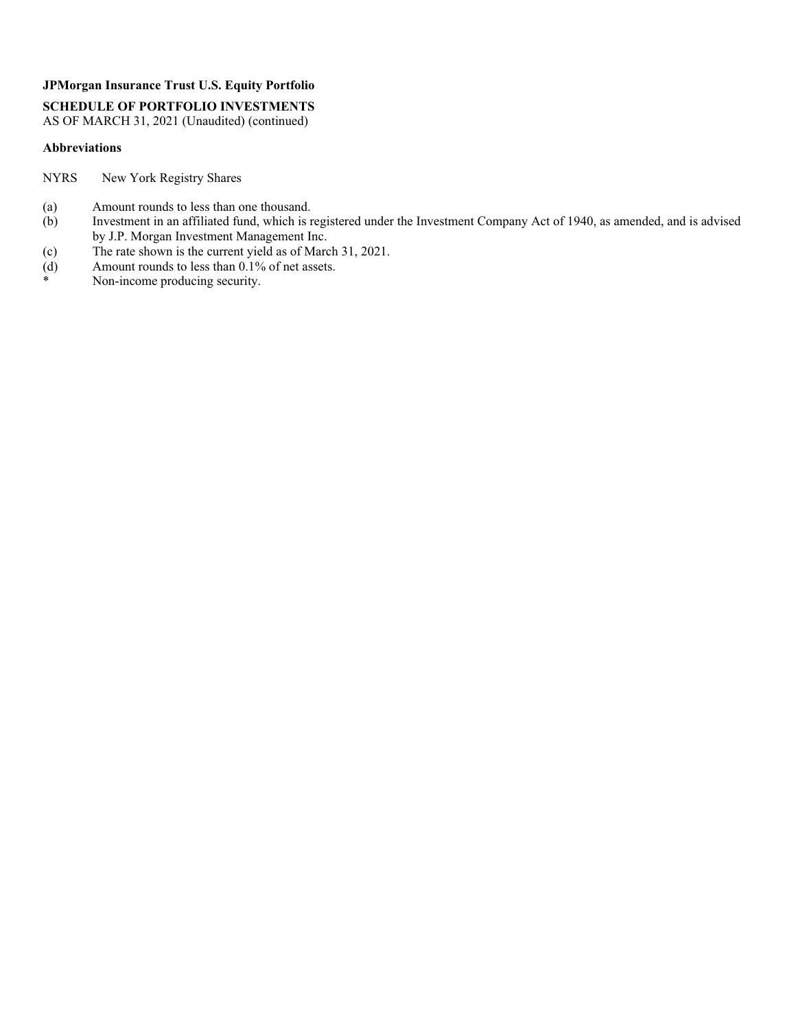**JPMorgan Insurance Trust U.S. Equity Portfolio**

**SCHEDULE OF PORTFOLIO INVESTMENTS**
AS OF MARCH 31, 2021 (Unaudited) (continued)

**Abbreviations**

NYRS New York Registry Shares

(a) Amount rounds to less than one thousand.
(b) Investment in an affiliated fund, which is registered under the Investment Company Act of 1940, as amended, and is advised by J.P. Morgan Investment Management Inc.
(c) The rate shown is the current yield as of March 31, 2021.
(d) Amount rounds to less than 0.1% of net assets.
\* Non-income producing security.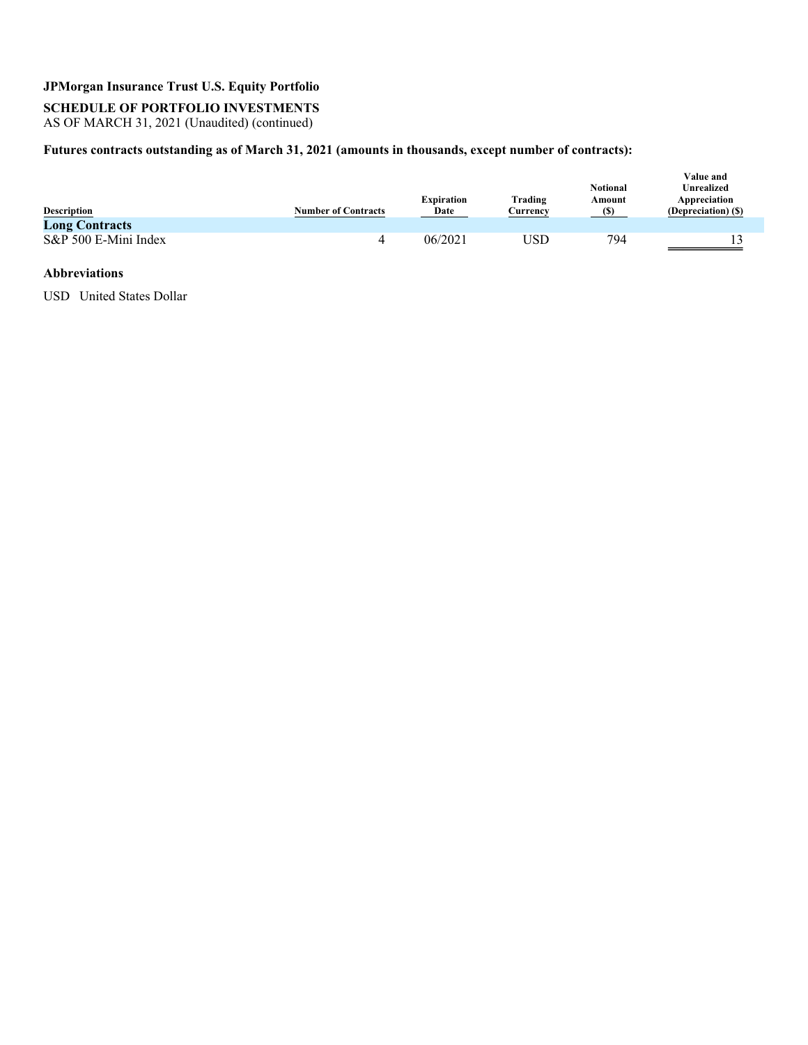**JPMorgan Insurance Trust U.S. Equity Portfolio**

**SCHEDULE OF PORTFOLIO INVESTMENTS**
AS OF MARCH 31, 2021 (Unaudited) (continued)

**Futures contracts outstanding as of March 31, 2021 (amounts in thousands, except number of contracts):**

| Description | Number of Contracts | Expiration Date | Trading Currency | Notional Amount ($) | Value and Unrealized Appreciation (Depreciation) ($) |
|---|---|---|---|---|---|
| **Long Contracts** | | | | | |
| S&P 500 E-Mini Index | 4 | 06/2021 | USD | 794 | 13 |

**Abbreviations**

USD United States Dollar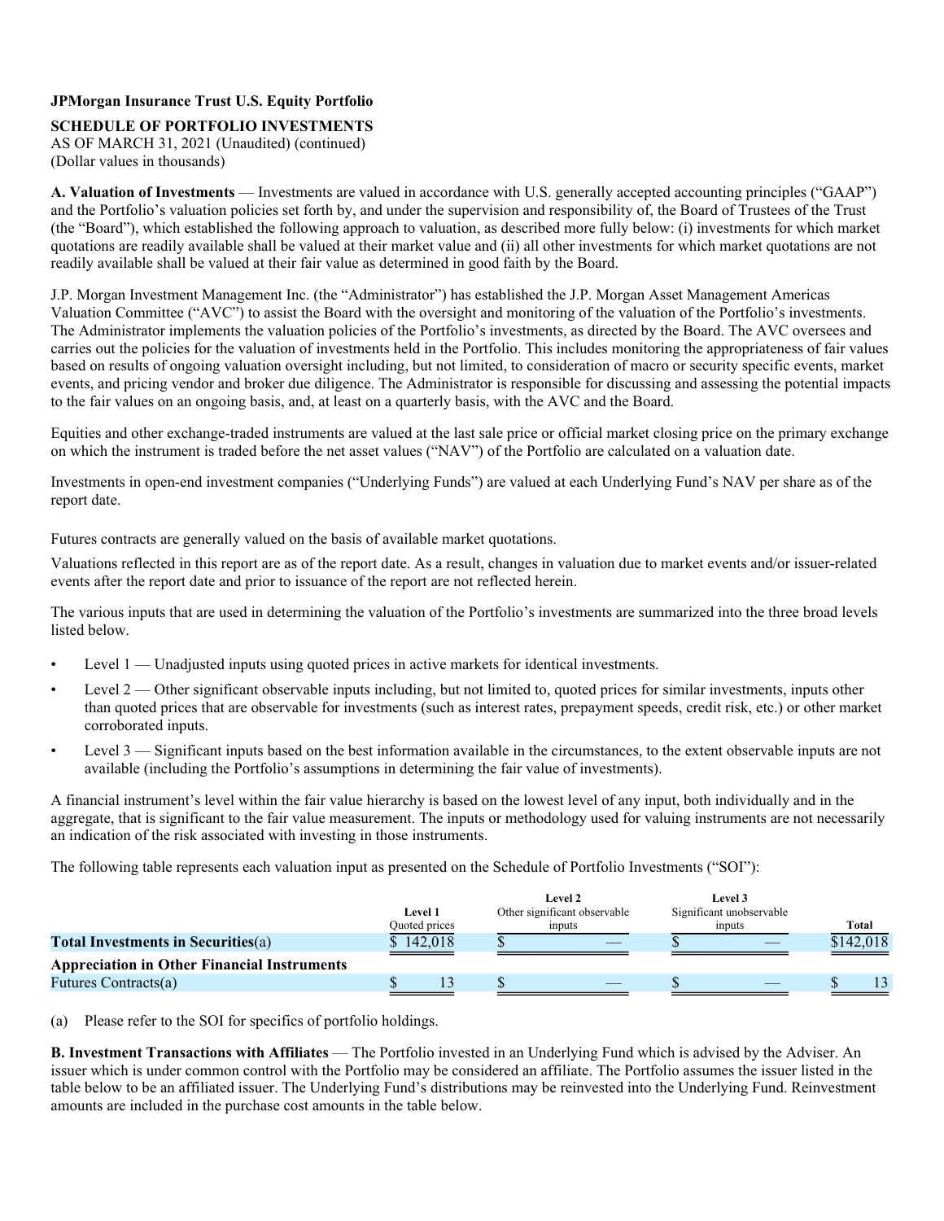**JPMorgan Insurance Trust U.S. Equity Portfolio**

**SCHEDULE OF PORTFOLIO INVESTMENTS**
AS OF MARCH 31, 2021 (Unaudited) (continued)
(Dollar values in thousands)

**A. Valuation of Investments** — Investments are valued in accordance with U.S. generally accepted accounting principles ("GAAP") and the Portfolio's valuation policies set forth by, and under the supervision and responsibility of, the Board of Trustees of the Trust (the "Board"), which established the following approach to valuation, as described more fully below: (i) investments for which market quotations are readily available shall be valued at their market value and (ii) all other investments for which market quotations are not readily available shall be valued at their fair value as determined in good faith by the Board.

J.P. Morgan Investment Management Inc. (the "Administrator") has established the J.P. Morgan Asset Management Americas Valuation Committee ("AVC") to assist the Board with the oversight and monitoring of the valuation of the Portfolio's investments. The Administrator implements the valuation policies of the Portfolio's investments, as directed by the Board. The AVC oversees and carries out the policies for the valuation of investments held in the Portfolio. This includes monitoring the appropriateness of fair values based on results of ongoing valuation oversight including, but not limited, to consideration of macro or security specific events, market events, and pricing vendor and broker due diligence. The Administrator is responsible for discussing and assessing the potential impacts to the fair values on an ongoing basis, and, at least on a quarterly basis, with the AVC and the Board.

Equities and other exchange-traded instruments are valued at the last sale price or official market closing price on the primary exchange on which the instrument is traded before the net asset values ("NAV") of the Portfolio are calculated on a valuation date.

Investments in open-end investment companies ("Underlying Funds") are valued at each Underlying Fund's NAV per share as of the report date.

Futures contracts are generally valued on the basis of available market quotations.

Valuations reflected in this report are as of the report date. As a result, changes in valuation due to market events and/or issuer-related events after the report date and prior to issuance of the report are not reflected herein.

The various inputs that are used in determining the valuation of the Portfolio's investments are summarized into the three broad levels listed below.

- Level 1 — Unadjusted inputs using quoted prices in active markets for identical investments.
- Level 2 — Other significant observable inputs including, but not limited to, quoted prices for similar investments, inputs other than quoted prices that are observable for investments (such as interest rates, prepayment speeds, credit risk, etc.) or other market corroborated inputs.
- Level 3 — Significant inputs based on the best information available in the circumstances, to the extent observable inputs are not available (including the Portfolio's assumptions in determining the fair value of investments).

A financial instrument's level within the fair value hierarchy is based on the lowest level of any input, both individually and in the aggregate, that is significant to the fair value measurement. The inputs or methodology used for valuing instruments are not necessarily an indication of the risk associated with investing in those instruments.

The following table represents each valuation input as presented on the Schedule of Portfolio Investments ("SOI"):

| | Level 1 Quoted prices | Level 2 Other significant observable inputs | Level 3 Significant unobservable inputs | Total |
|---|---|---|---|---|
| **Total Investments in Securities**(a) | $ 142,018 | $ — | $ — | $142,018 |
| **Appreciation in Other Financial Instruments** | | | | |
| Futures Contracts(a) | $ 13 | $ — | $ — | $ 13 |

(a) Please refer to the SOI for specifics of portfolio holdings.

**B. Investment Transactions with Affiliates** — The Portfolio invested in an Underlying Fund which is advised by the Adviser. An issuer which is under common control with the Portfolio may be considered an affiliate. The Portfolio assumes the issuer listed in the table below to be an affiliated issuer. The Underlying Fund's distributions may be reinvested into the Underlying Fund. Reinvestment amounts are included in the purchase cost amounts in the table below.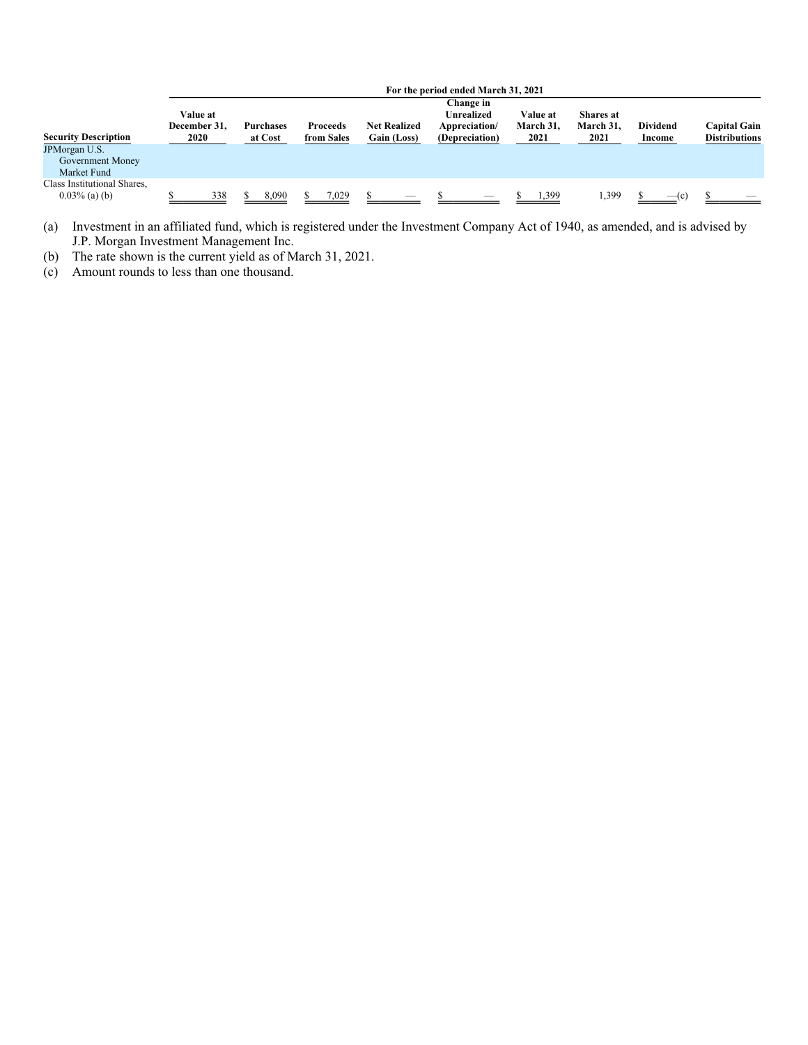| | For the period ended March 31, 2021 | | | | | | | | |
|---|---|---|---|---|---|---|---|---|---|
| Security Description | Value at December 31, 2020 | Purchases at Cost | Proceeds from Sales | Net Realized Gain (Loss) | Change in Unrealized Appreciation/ (Depreciation) | Value at March 31, 2021 | Shares at March 31, 2021 | Dividend Income | Capital Gain Distributions |
| JPMorgan U.S. Government Money Market Fund Class Institutional Shares, 0.03% (a) (b) | $ 338 | $ 8,090 | $ 7,029 | $ — | $ — | $ 1,399 | 1,399 | $ —(c) | $ — |

(a) Investment in an affiliated fund, which is registered under the Investment Company Act of 1940, as amended, and is advised by J.P. Morgan Investment Management Inc.

(b) The rate shown is the current yield as of March 31, 2021.

(c) Amount rounds to less than one thousand.